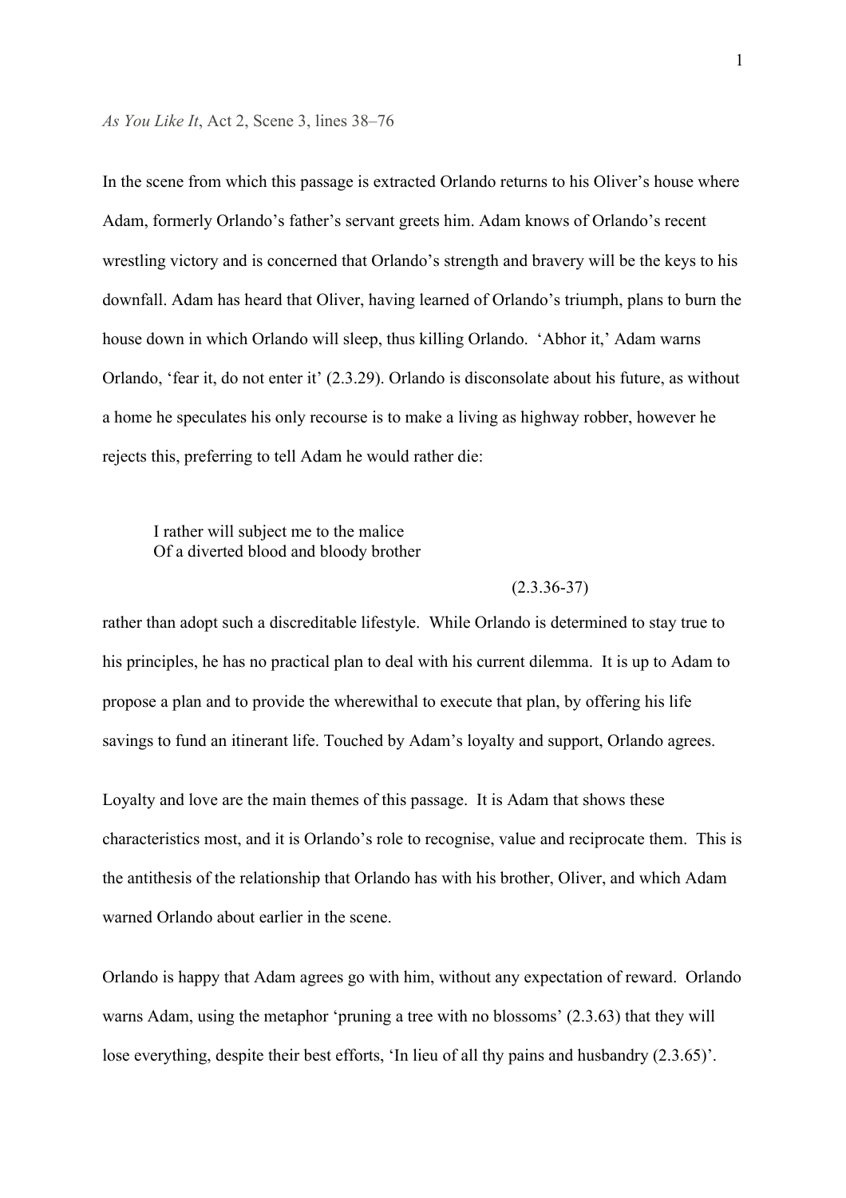*As You Like It*, Act 2, Scene 3, lines 38–76

In the scene from which this passage is extracted Orlando returns to his Oliver's house where Adam, formerly Orlando's father's servant greets him. Adam knows of Orlando's recent wrestling victory and is concerned that Orlando's strength and bravery will be the keys to his downfall. Adam has heard that Oliver, having learned of Orlando's triumph, plans to burn the house down in which Orlando will sleep, thus killing Orlando. 'Abhor it,' Adam warns Orlando, 'fear it, do not enter it' (2.3.29). Orlando is disconsolate about his future, as without a home he speculates his only recourse is to make a living as highway robber, however he rejects this, preferring to tell Adam he would rather die:

> I rather will subject me to the malice
> Of a diverted blood and bloody brother
>
> (2.3.36-37)

rather than adopt such a discreditable lifestyle. While Orlando is determined to stay true to his principles, he has no practical plan to deal with his current dilemma. It is up to Adam to propose a plan and to provide the wherewithal to execute that plan, by offering his life savings to fund an itinerant life. Touched by Adam's loyalty and support, Orlando agrees.

Loyalty and love are the main themes of this passage. It is Adam that shows these characteristics most, and it is Orlando's role to recognise, value and reciprocate them. This is the antithesis of the relationship that Orlando has with his brother, Oliver, and which Adam warned Orlando about earlier in the scene.

Orlando is happy that Adam agrees go with him, without any expectation of reward. Orlando warns Adam, using the metaphor 'pruning a tree with no blossoms' (2.3.63) that they will lose everything, despite their best efforts, 'In lieu of all thy pains and husbandry (2.3.65)'.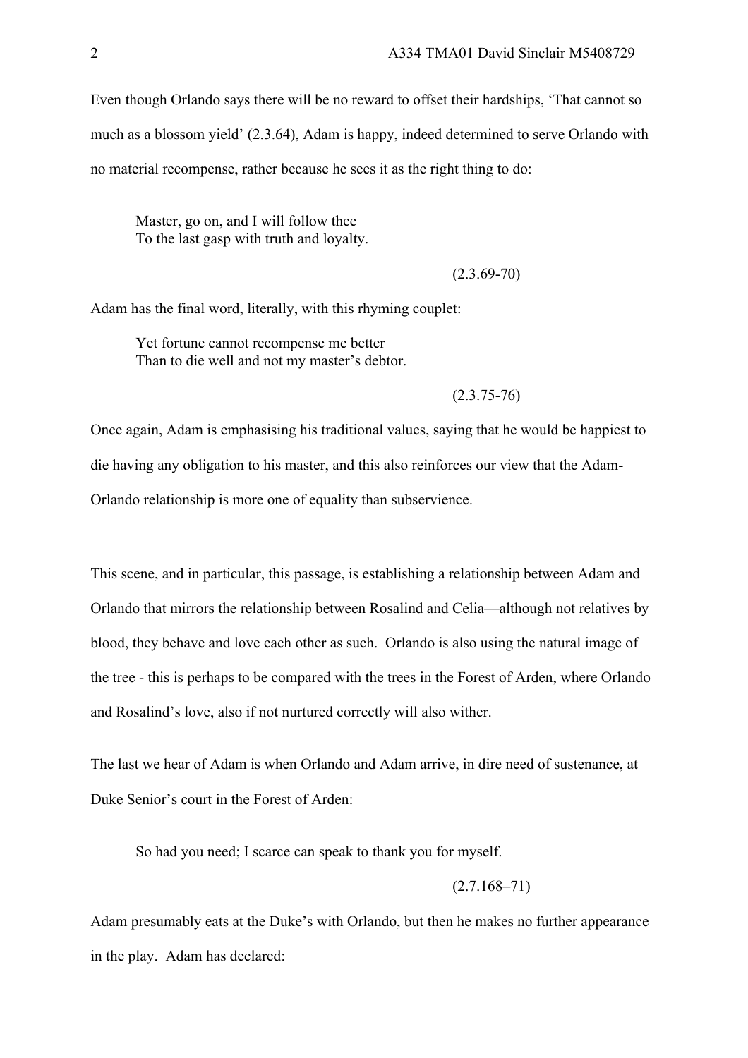Even though Orlando says there will be no reward to offset their hardships, 'That cannot so much as a blossom yield' (2.3.64), Adam is happy, indeed determined to serve Orlando with no material recompense, rather because he sees it as the right thing to do:

> Master, go on, and I will follow thee
> To the last gasp with truth and loyalty.
>
> (2.3.69-70)

Adam has the final word, literally, with this rhyming couplet:

> Yet fortune cannot recompense me better
> Than to die well and not my master's debtor.
>
> (2.3.75-76)

Once again, Adam is emphasising his traditional values, saying that he would be happiest to die having any obligation to his master, and this also reinforces our view that the Adam-Orlando relationship is more one of equality than subservience.

This scene, and in particular, this passage, is establishing a relationship between Adam and Orlando that mirrors the relationship between Rosalind and Celia—although not relatives by blood, they behave and love each other as such. Orlando is also using the natural image of the tree - this is perhaps to be compared with the trees in the Forest of Arden, where Orlando and Rosalind's love, also if not nurtured correctly will also wither.

The last we hear of Adam is when Orlando and Adam arrive, in dire need of sustenance, at Duke Senior's court in the Forest of Arden:

> So had you need; I scarce can speak to thank you for myself.
>
> (2.7.168–71)

Adam presumably eats at the Duke's with Orlando, but then he makes no further appearance in the play. Adam has declared: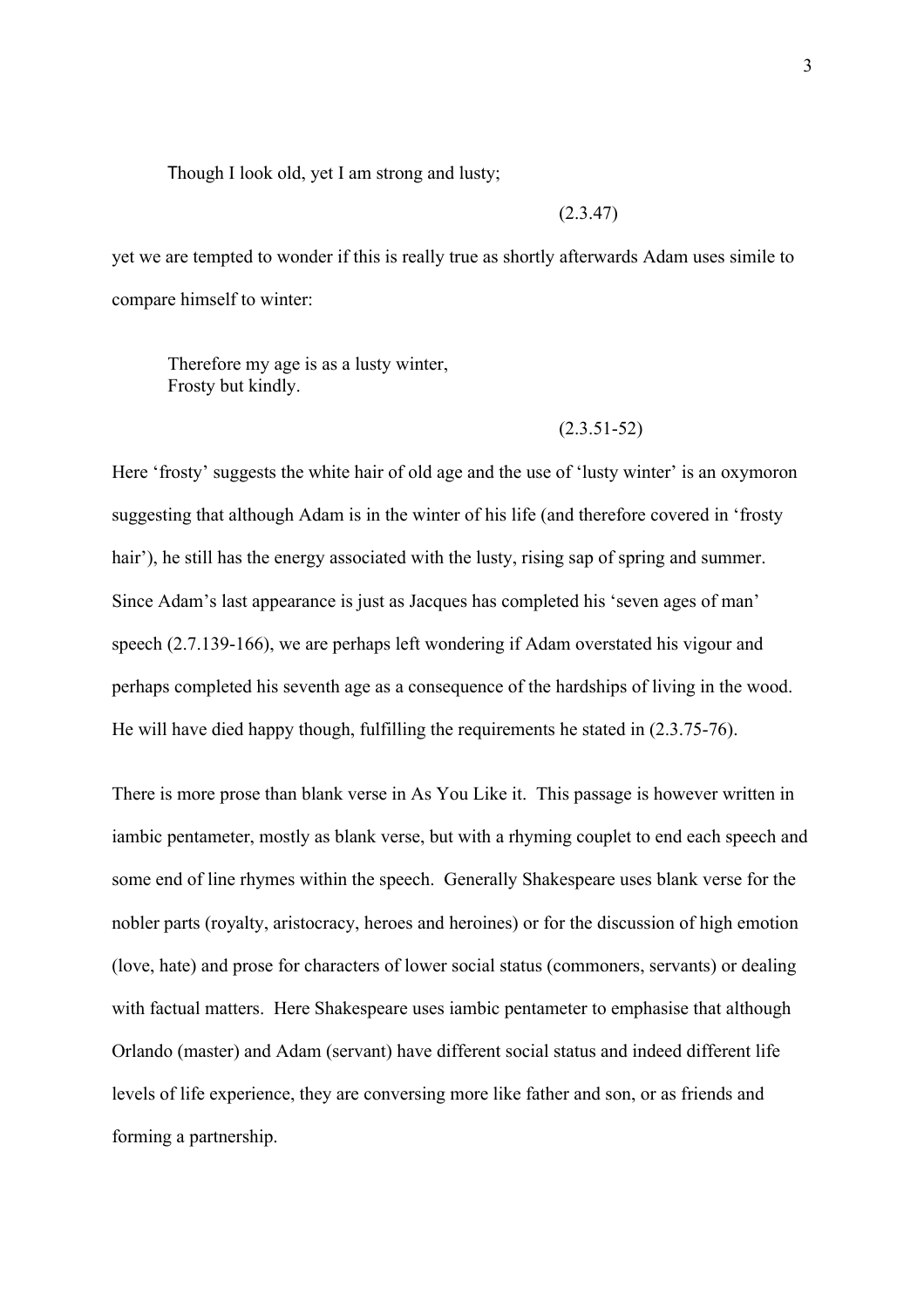> Though I look old, yet I am strong and lusty;
>
> (2.3.47)

yet we are tempted to wonder if this is really true as shortly afterwards Adam uses simile to compare himself to winter:

> Therefore my age is as a lusty winter,
> Frosty but kindly.
>
> (2.3.51-52)

Here 'frosty' suggests the white hair of old age and the use of 'lusty winter' is an oxymoron suggesting that although Adam is in the winter of his life (and therefore covered in 'frosty hair'), he still has the energy associated with the lusty, rising sap of spring and summer. Since Adam's last appearance is just as Jacques has completed his 'seven ages of man' speech (2.7.139-166), we are perhaps left wondering if Adam overstated his vigour and perhaps completed his seventh age as a consequence of the hardships of living in the wood. He will have died happy though, fulfilling the requirements he stated in (2.3.75-76).

There is more prose than blank verse in As You Like it. This passage is however written in iambic pentameter, mostly as blank verse, but with a rhyming couplet to end each speech and some end of line rhymes within the speech. Generally Shakespeare uses blank verse for the nobler parts (royalty, aristocracy, heroes and heroines) or for the discussion of high emotion (love, hate) and prose for characters of lower social status (commoners, servants) or dealing with factual matters. Here Shakespeare uses iambic pentameter to emphasise that although Orlando (master) and Adam (servant) have different social status and indeed different life levels of life experience, they are conversing more like father and son, or as friends and forming a partnership.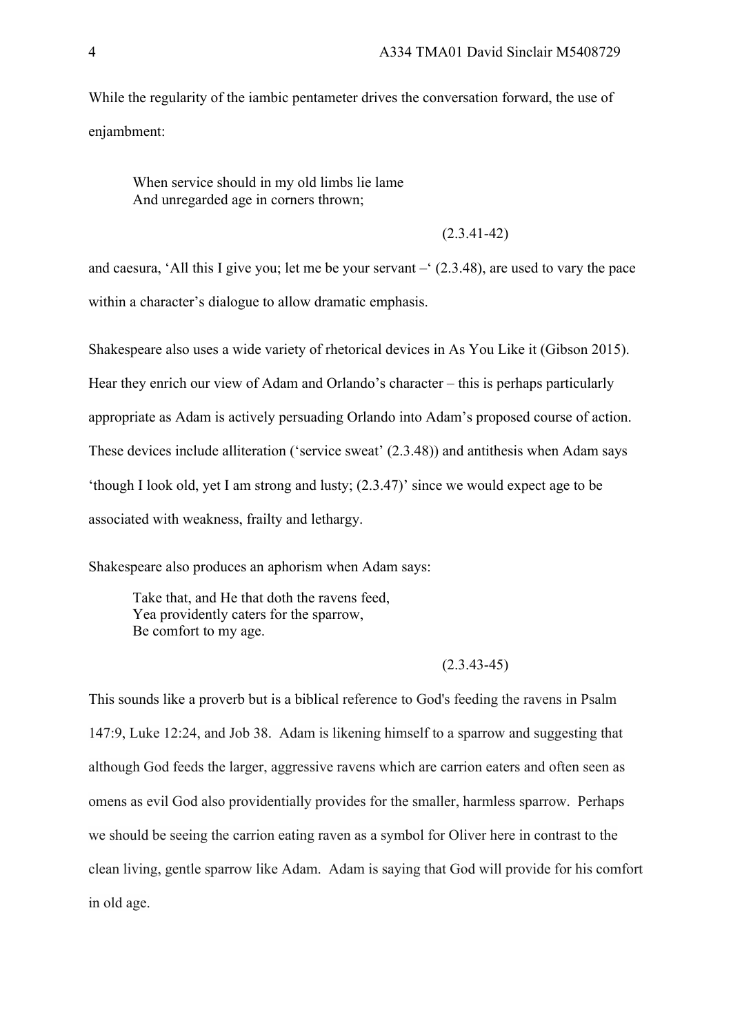While the regularity of the iambic pentameter drives the conversation forward, the use of enjambment:

> When service should in my old limbs lie lame
> And unregarded age in corners thrown;
>
> (2.3.41-42)

and caesura, 'All this I give you; let me be your servant –' (2.3.48), are used to vary the pace within a character's dialogue to allow dramatic emphasis.

Shakespeare also uses a wide variety of rhetorical devices in As You Like it (Gibson 2015). Hear they enrich our view of Adam and Orlando's character – this is perhaps particularly appropriate as Adam is actively persuading Orlando into Adam's proposed course of action. These devices include alliteration ('service sweat' (2.3.48)) and antithesis when Adam says 'though I look old, yet I am strong and lusty; (2.3.47)' since we would expect age to be associated with weakness, frailty and lethargy.

Shakespeare also produces an aphorism when Adam says:

> Take that, and He that doth the ravens feed,
> Yea providently caters for the sparrow,
> Be comfort to my age.
>
> (2.3.43-45)

This sounds like a proverb but is a biblical reference to God's feeding the ravens in Psalm 147:9, Luke 12:24, and Job 38. Adam is likening himself to a sparrow and suggesting that although God feeds the larger, aggressive ravens which are carrion eaters and often seen as omens as evil God also providentially provides for the smaller, harmless sparrow. Perhaps we should be seeing the carrion eating raven as a symbol for Oliver here in contrast to the clean living, gentle sparrow like Adam. Adam is saying that God will provide for his comfort in old age.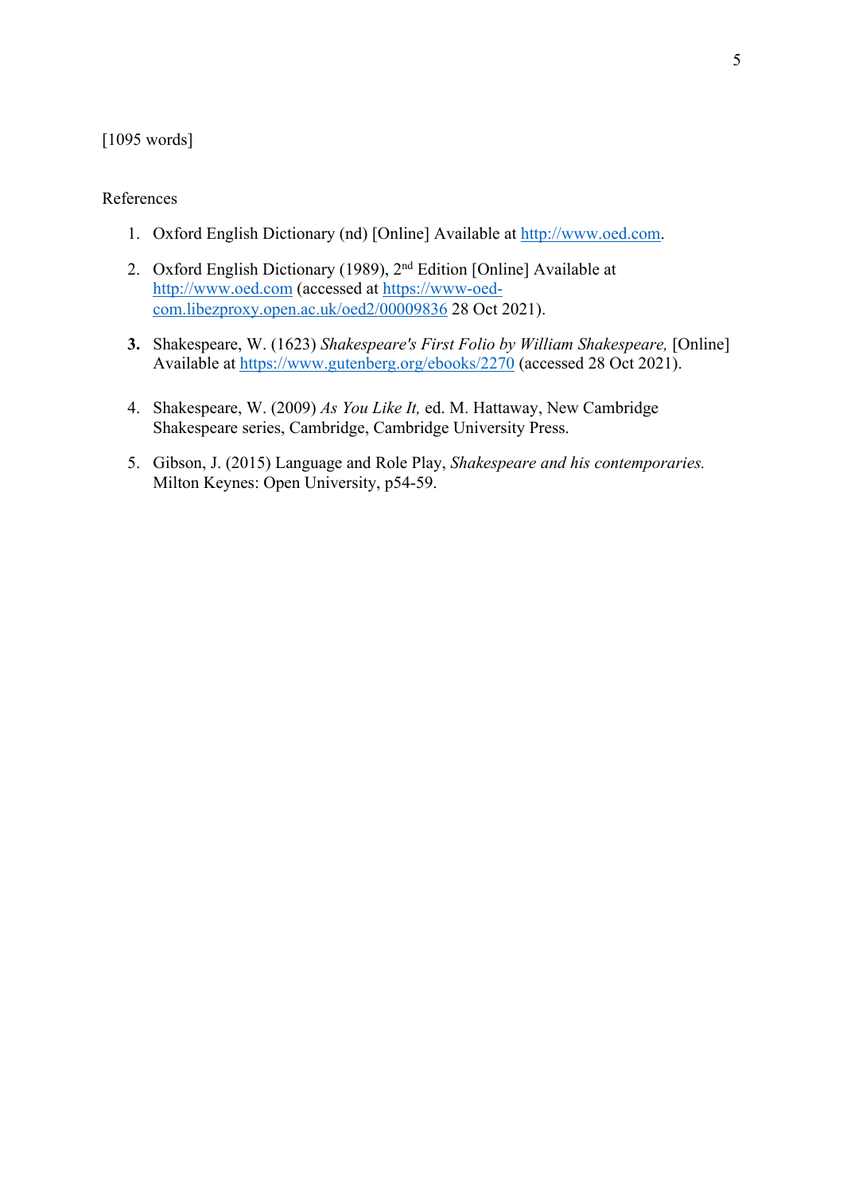[1095 words]

References

1. Oxford English Dictionary (nd) [Online] Available at http://www.oed.com.
2. Oxford English Dictionary (1989), 2nd Edition [Online] Available at http://www.oed.com (accessed at https://www-oed-com.libezproxy.open.ac.uk/oed2/00009836 28 Oct 2021).
3. Shakespeare, W. (1623) *Shakespeare's First Folio by William Shakespeare,* [Online] Available at https://www.gutenberg.org/ebooks/2270 (accessed 28 Oct 2021).
4. Shakespeare, W. (2009) *As You Like It,* ed. M. Hattaway, New Cambridge Shakespeare series, Cambridge, Cambridge University Press.
5. Gibson, J. (2015) Language and Role Play, *Shakespeare and his contemporaries.* Milton Keynes: Open University, p54-59.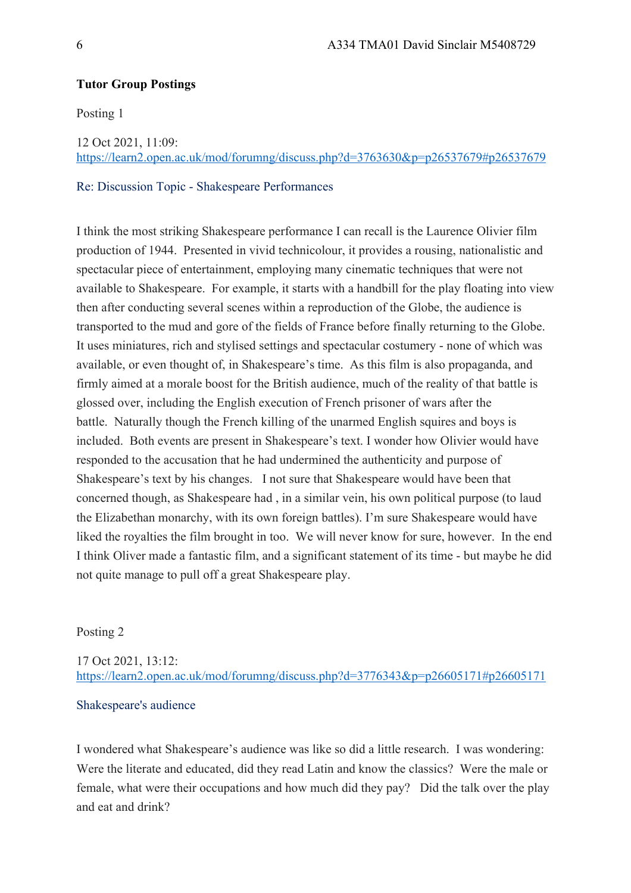**Tutor Group Postings**

Posting 1

12 Oct 2021, 11:09:
https://learn2.open.ac.uk/mod/forumng/discuss.php?d=3763630&p=p26537679#p26537679

Re: Discussion Topic - Shakespeare Performances

I think the most striking Shakespeare performance I can recall is the Laurence Olivier film production of 1944. Presented in vivid technicolour, it provides a rousing, nationalistic and spectacular piece of entertainment, employing many cinematic techniques that were not available to Shakespeare. For example, it starts with a handbill for the play floating into view then after conducting several scenes within a reproduction of the Globe, the audience is transported to the mud and gore of the fields of France before finally returning to the Globe. It uses miniatures, rich and stylised settings and spectacular costumery - none of which was available, or even thought of, in Shakespeare's time. As this film is also propaganda, and firmly aimed at a morale boost for the British audience, much of the reality of that battle is glossed over, including the English execution of French prisoner of wars after the battle. Naturally though the French killing of the unarmed English squires and boys is included. Both events are present in Shakespeare's text. I wonder how Olivier would have responded to the accusation that he had undermined the authenticity and purpose of Shakespeare's text by his changes. I not sure that Shakespeare would have been that concerned though, as Shakespeare had , in a similar vein, his own political purpose (to laud the Elizabethan monarchy, with its own foreign battles). I'm sure Shakespeare would have liked the royalties the film brought in too. We will never know for sure, however. In the end I think Oliver made a fantastic film, and a significant statement of its time - but maybe he did not quite manage to pull off a great Shakespeare play.

Posting 2

17 Oct 2021, 13:12:
https://learn2.open.ac.uk/mod/forumng/discuss.php?d=3776343&p=p26605171#p26605171

Shakespeare's audience

I wondered what Shakespeare's audience was like so did a little research. I was wondering: Were the literate and educated, did they read Latin and know the classics? Were the male or female, what were their occupations and how much did they pay? Did the talk over the play and eat and drink?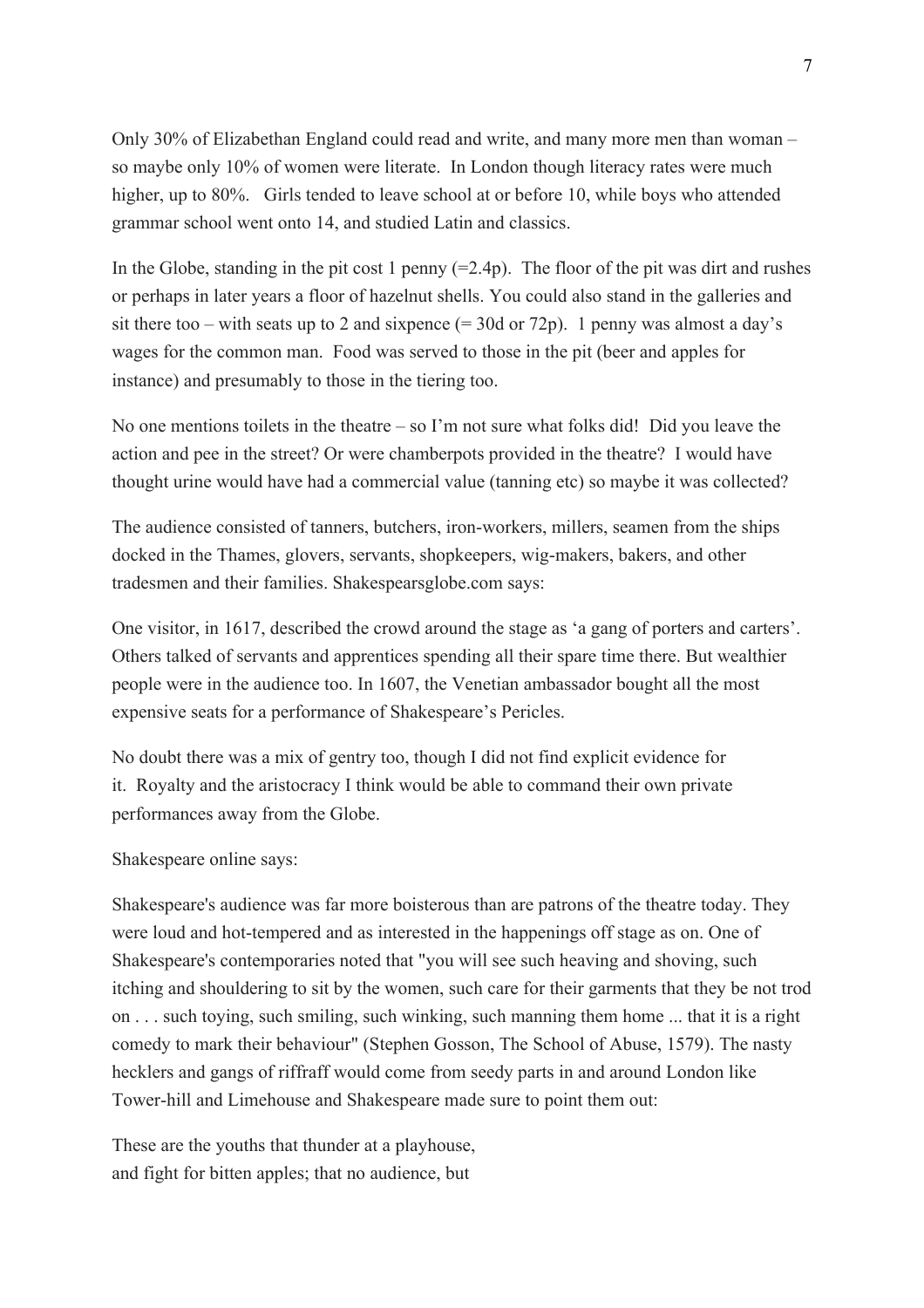Only 30% of Elizabethan England could read and write, and many more men than woman – so maybe only 10% of women were literate. In London though literacy rates were much higher, up to 80%. Girls tended to leave school at or before 10, while boys who attended grammar school went onto 14, and studied Latin and classics.

In the Globe, standing in the pit cost 1 penny (=2.4p). The floor of the pit was dirt and rushes or perhaps in later years a floor of hazelnut shells. You could also stand in the galleries and sit there too – with seats up to 2 and sixpence (= 30d or 72p). 1 penny was almost a day's wages for the common man. Food was served to those in the pit (beer and apples for instance) and presumably to those in the tiering too.

No one mentions toilets in the theatre – so I'm not sure what folks did! Did you leave the action and pee in the street? Or were chamberpots provided in the theatre? I would have thought urine would have had a commercial value (tanning etc) so maybe it was collected?

The audience consisted of tanners, butchers, iron-workers, millers, seamen from the ships docked in the Thames, glovers, servants, shopkeepers, wig-makers, bakers, and other tradesmen and their families. Shakespearsglobe.com says:

One visitor, in 1617, described the crowd around the stage as 'a gang of porters and carters'. Others talked of servants and apprentices spending all their spare time there. But wealthier people were in the audience too. In 1607, the Venetian ambassador bought all the most expensive seats for a performance of Shakespeare's Pericles.

No doubt there was a mix of gentry too, though I did not find explicit evidence for it. Royalty and the aristocracy I think would be able to command their own private performances away from the Globe.

Shakespeare online says:

Shakespeare's audience was far more boisterous than are patrons of the theatre today. They were loud and hot-tempered and as interested in the happenings off stage as on. One of Shakespeare's contemporaries noted that "you will see such heaving and shoving, such itching and shouldering to sit by the women, such care for their garments that they be not trod on . . . such toying, such smiling, such winking, such manning them home ... that it is a right comedy to mark their behaviour" (Stephen Gosson, The School of Abuse, 1579). The nasty hecklers and gangs of riffraff would come from seedy parts in and around London like Tower-hill and Limehouse and Shakespeare made sure to point them out:

These are the youths that thunder at a playhouse,
and fight for bitten apples; that no audience, but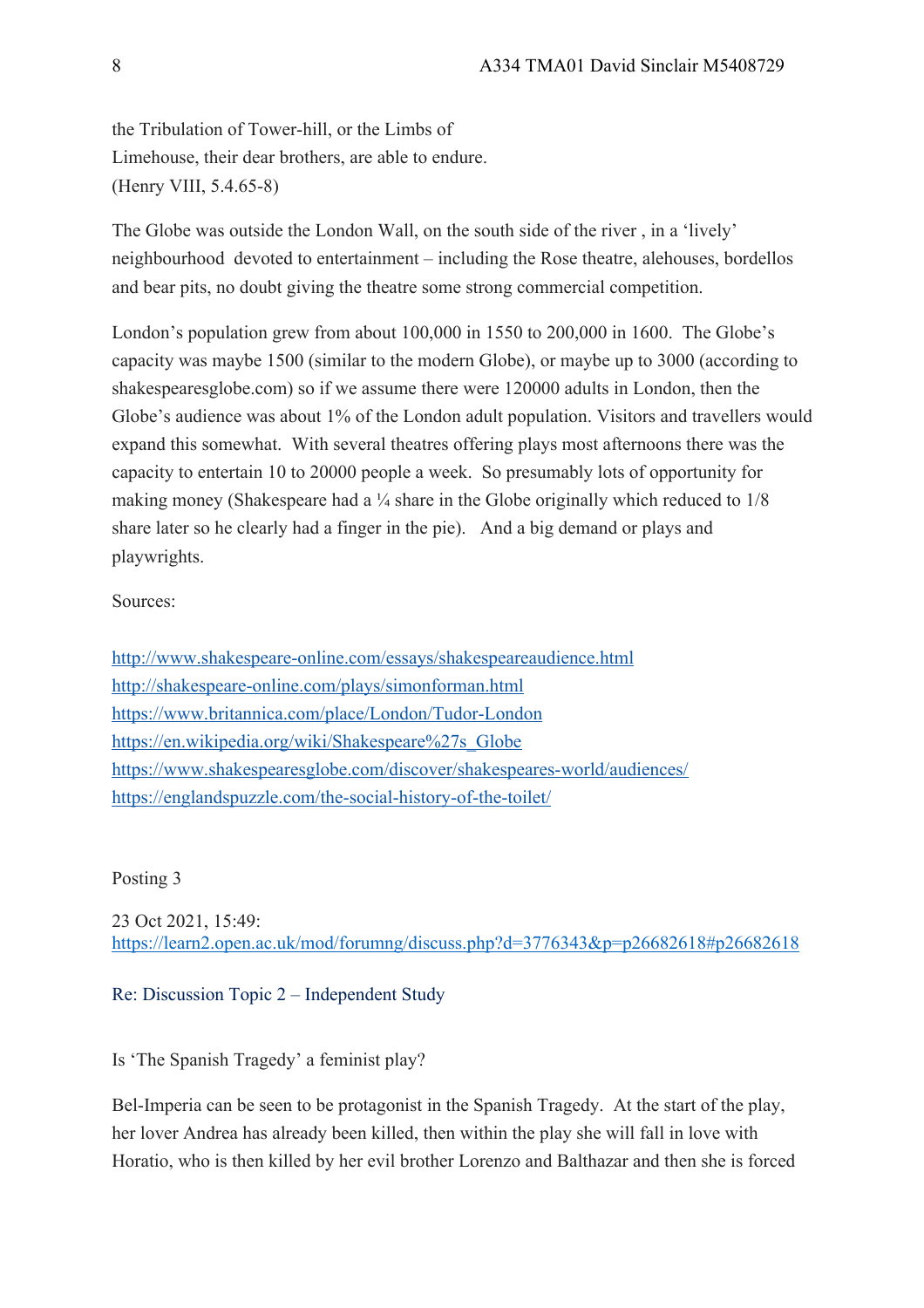the Tribulation of Tower-hill, or the Limbs of
Limehouse, their dear brothers, are able to endure.
(Henry VIII, 5.4.65-8)

The Globe was outside the London Wall, on the south side of the river , in a 'lively' neighbourhood devoted to entertainment – including the Rose theatre, alehouses, bordellos and bear pits, no doubt giving the theatre some strong commercial competition.

London's population grew from about 100,000 in 1550 to 200,000 in 1600. The Globe's capacity was maybe 1500 (similar to the modern Globe), or maybe up to 3000 (according to shakespearesglobe.com) so if we assume there were 120000 adults in London, then the Globe's audience was about 1% of the London adult population. Visitors and travellers would expand this somewhat. With several theatres offering plays most afternoons there was the capacity to entertain 10 to 20000 people a week. So presumably lots of opportunity for making money (Shakespeare had a ¼ share in the Globe originally which reduced to 1/8 share later so he clearly had a finger in the pie). And a big demand or plays and playwrights.

Sources:

http://www.shakespeare-online.com/essays/shakespeareaudience.html
http://shakespeare-online.com/plays/simonforman.html
https://www.britannica.com/place/London/Tudor-London
https://en.wikipedia.org/wiki/Shakespeare%27s_Globe
https://www.shakespearesglobe.com/discover/shakespeares-world/audiences/
https://englandspuzzle.com/the-social-history-of-the-toilet/

Posting 3

23 Oct 2021, 15:49:
https://learn2.open.ac.uk/mod/forumng/discuss.php?d=3776343&p=p26682618#p26682618

Re: Discussion Topic 2 – Independent Study

Is 'The Spanish Tragedy' a feminist play?

Bel-Imperia can be seen to be protagonist in the Spanish Tragedy. At the start of the play, her lover Andrea has already been killed, then within the play she will fall in love with Horatio, who is then killed by her evil brother Lorenzo and Balthazar and then she is forced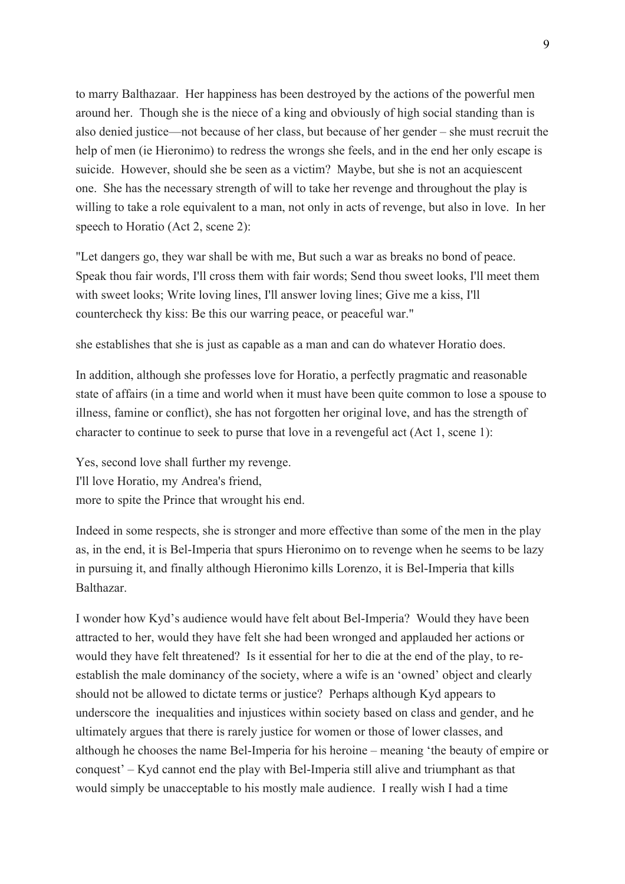to marry Balthazaar. Her happiness has been destroyed by the actions of the powerful men around her. Though she is the niece of a king and obviously of high social standing than is also denied justice—not because of her class, but because of her gender – she must recruit the help of men (ie Hieronimo) to redress the wrongs she feels, and in the end her only escape is suicide. However, should she be seen as a victim? Maybe, but she is not an acquiescent one. She has the necessary strength of will to take her revenge and throughout the play is willing to take a role equivalent to a man, not only in acts of revenge, but also in love. In her speech to Horatio (Act 2, scene 2):

"Let dangers go, they war shall be with me, But such a war as breaks no bond of peace. Speak thou fair words, I'll cross them with fair words; Send thou sweet looks, I'll meet them with sweet looks; Write loving lines, I'll answer loving lines; Give me a kiss, I'll countercheck thy kiss: Be this our warring peace, or peaceful war."

she establishes that she is just as capable as a man and can do whatever Horatio does.

In addition, although she professes love for Horatio, a perfectly pragmatic and reasonable state of affairs (in a time and world when it must have been quite common to lose a spouse to illness, famine or conflict), she has not forgotten her original love, and has the strength of character to continue to seek to purse that love in a revengeful act (Act 1, scene 1):

Yes, second love shall further my revenge.
I'll love Horatio, my Andrea's friend,
more to spite the Prince that wrought his end.

Indeed in some respects, she is stronger and more effective than some of the men in the play as, in the end, it is Bel-Imperia that spurs Hieronimo on to revenge when he seems to be lazy in pursuing it, and finally although Hieronimo kills Lorenzo, it is Bel-Imperia that kills Balthazar.

I wonder how Kyd's audience would have felt about Bel-Imperia? Would they have been attracted to her, would they have felt she had been wronged and applauded her actions or would they have felt threatened? Is it essential for her to die at the end of the play, to re-establish the male dominancy of the society, where a wife is an 'owned' object and clearly should not be allowed to dictate terms or justice? Perhaps although Kyd appears to underscore the inequalities and injustices within society based on class and gender, and he ultimately argues that there is rarely justice for women or those of lower classes, and although he chooses the name Bel-Imperia for his heroine – meaning 'the beauty of empire or conquest' – Kyd cannot end the play with Bel-Imperia still alive and triumphant as that would simply be unacceptable to his mostly male audience. I really wish I had a time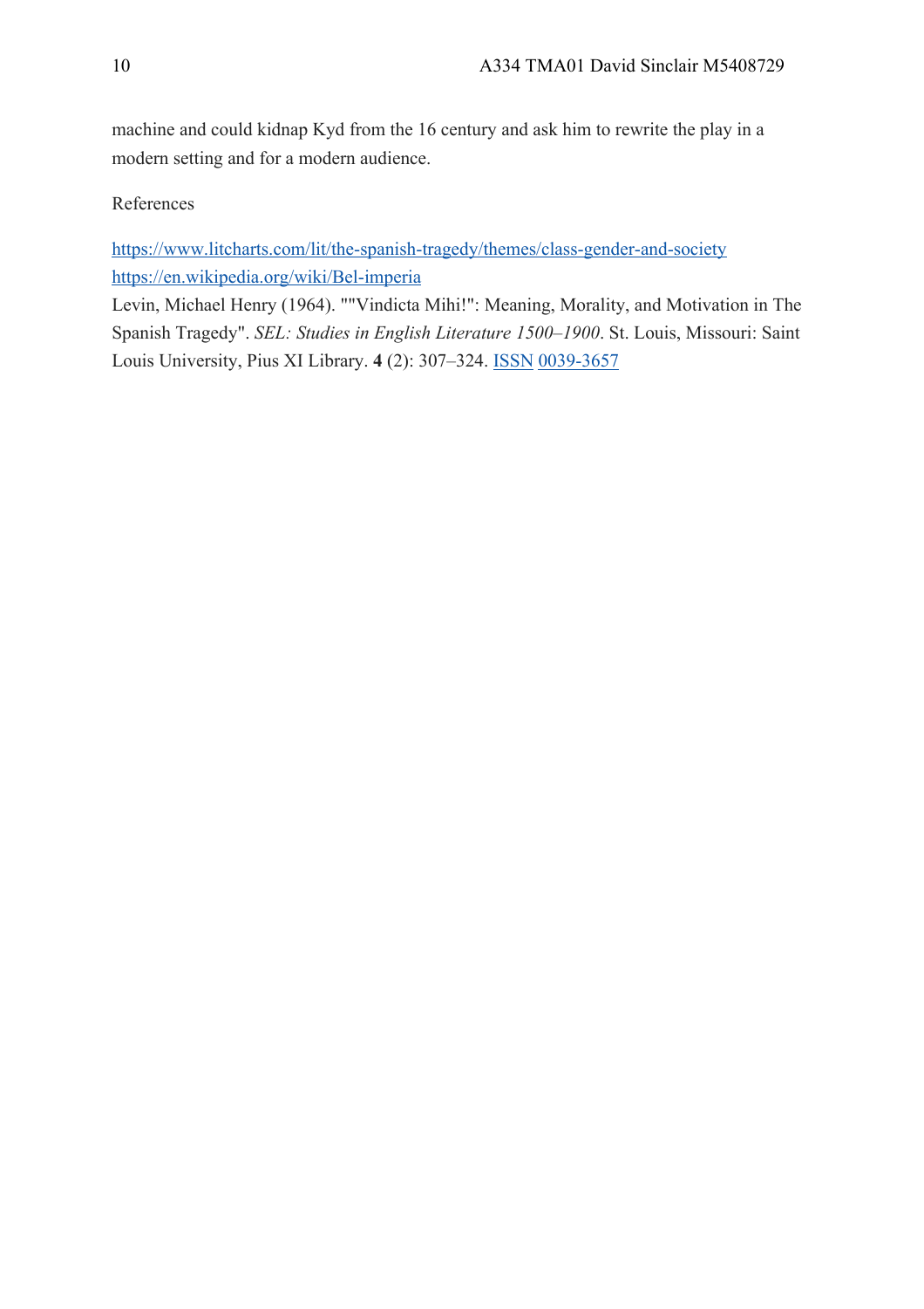machine and could kidnap Kyd from the 16 century and ask him to rewrite the play in a modern setting and for a modern audience.

References

https://www.litcharts.com/lit/the-spanish-tragedy/themes/class-gender-and-society
https://en.wikipedia.org/wiki/Bel-imperia
Levin, Michael Henry (1964). ""Vindicta Mihi!": Meaning, Morality, and Motivation in The Spanish Tragedy". *SEL: Studies in English Literature 1500–1900*. St. Louis, Missouri: Saint Louis University, Pius XI Library. **4** (2): 307–324. ISSN 0039-3657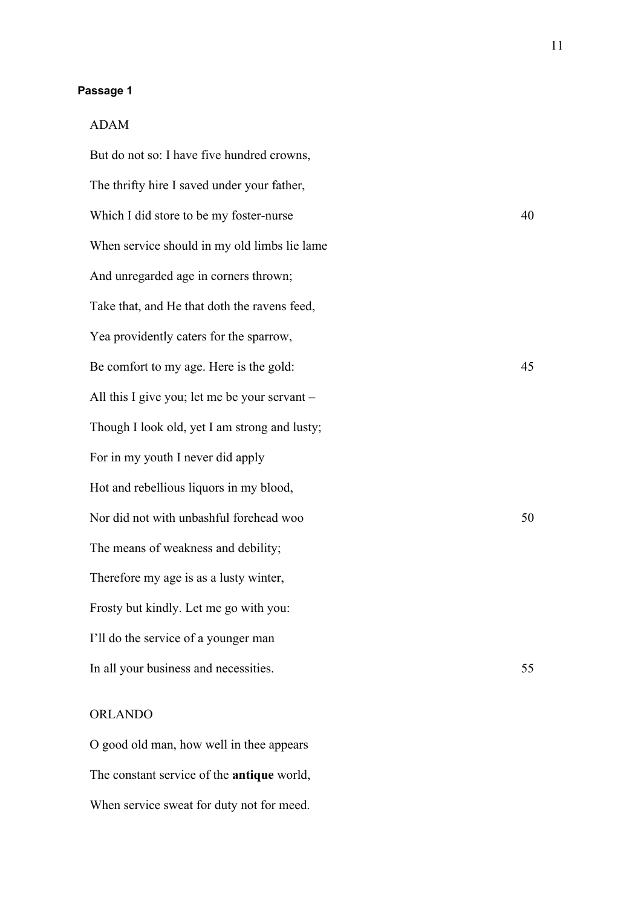**Passage 1**

ADAM

But do not so: I have five hundred crowns,

The thrifty hire I saved under your father,

Which I did store to be my foster-nurse 40

When service should in my old limbs lie lame

And unregarded age in corners thrown;

Take that, and He that doth the ravens feed,

Yea providently caters for the sparrow,

Be comfort to my age. Here is the gold: 45

All this I give you; let me be your servant –

Though I look old, yet I am strong and lusty;

For in my youth I never did apply

Hot and rebellious liquors in my blood,

Nor did not with unbashful forehead woo 50

The means of weakness and debility;

Therefore my age is as a lusty winter,

Frosty but kindly. Let me go with you:

I'll do the service of a younger man

In all your business and necessities. 55

ORLANDO

O good old man, how well in thee appears

The constant service of the **antique** world,

When service sweat for duty not for meed.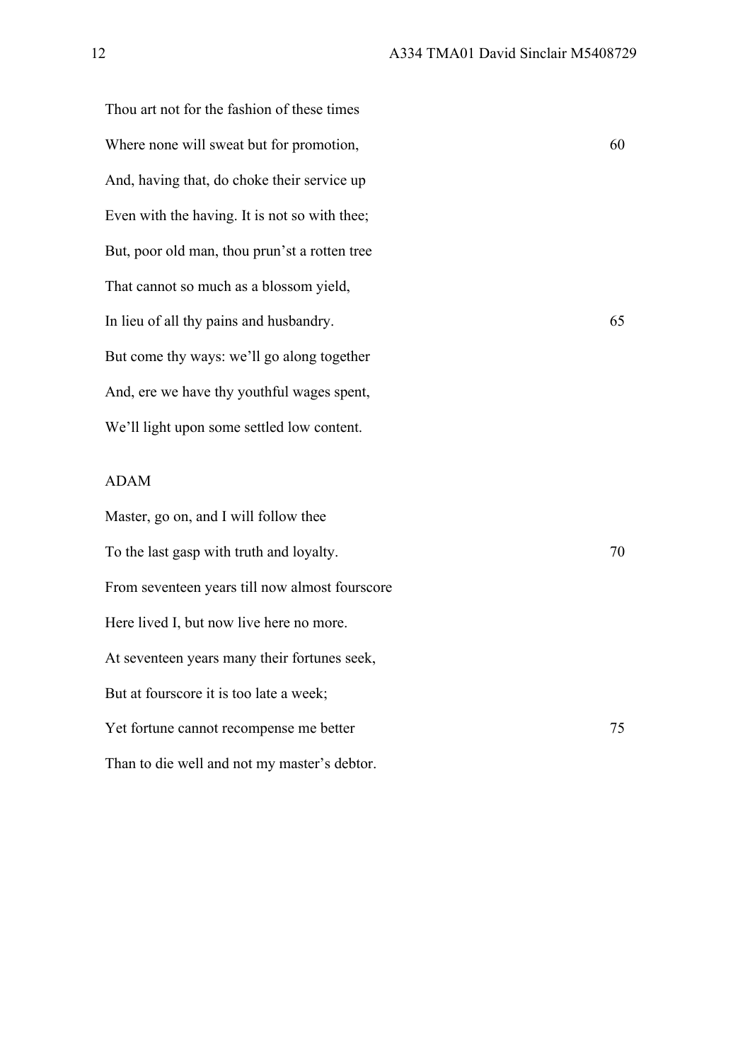Thou art not for the fashion of these times

Where none will sweat but for promotion, 60

And, having that, do choke their service up

Even with the having. It is not so with thee;

But, poor old man, thou prun'st a rotten tree

That cannot so much as a blossom yield,

In lieu of all thy pains and husbandry. 65

But come thy ways: we'll go along together

And, ere we have thy youthful wages spent,

We'll light upon some settled low content.

ADAM

Master, go on, and I will follow thee

To the last gasp with truth and loyalty. 70

From seventeen years till now almost fourscore

Here lived I, but now live here no more.

At seventeen years many their fortunes seek,

But at fourscore it is too late a week;

Yet fortune cannot recompense me better 75

Than to die well and not my master's debtor.